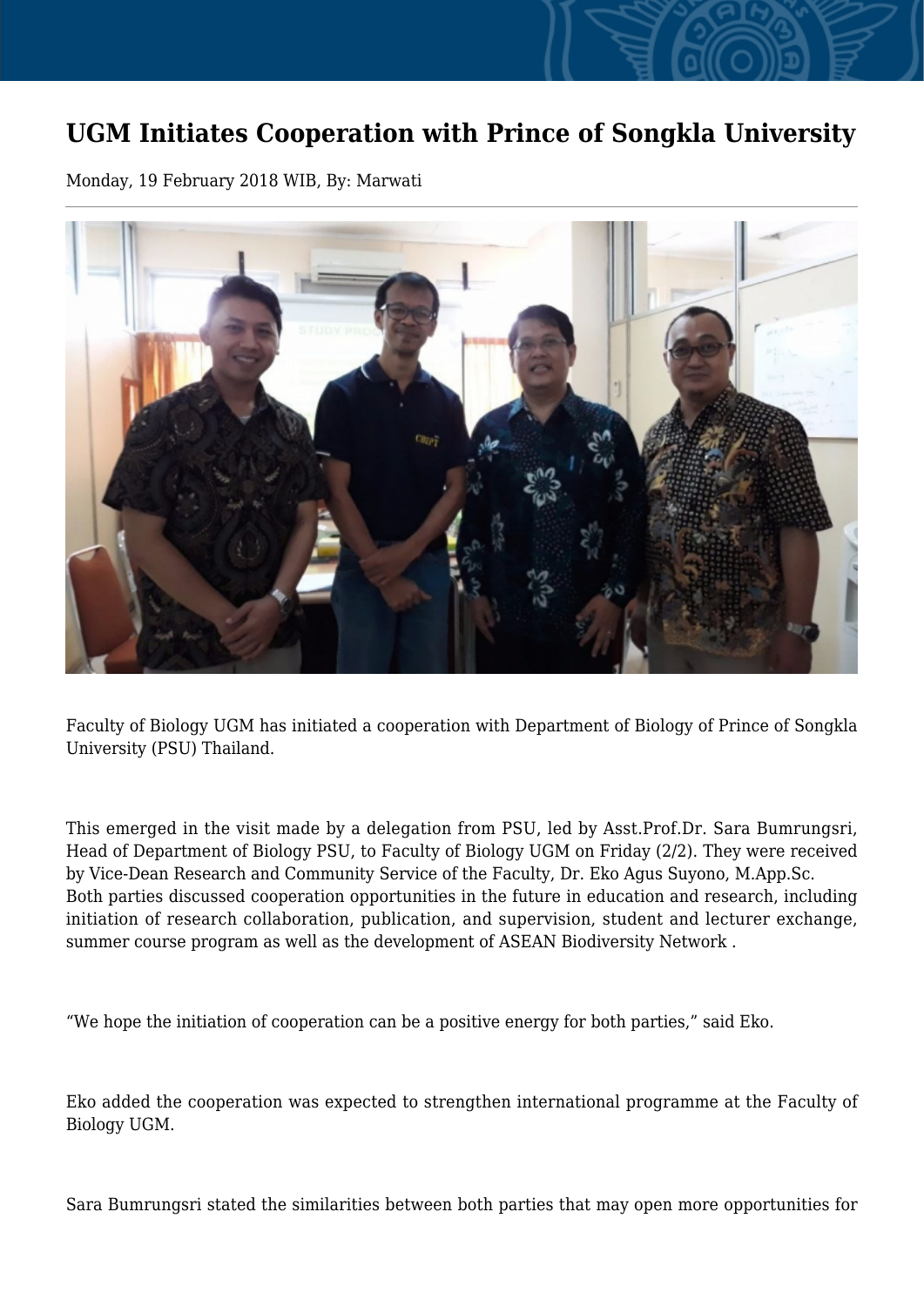# UGM Initiates Cooperation with Prince of Songkla University

Monday, 19 February 2018 WIB, By: Marwati

Faculty of Biology UGM has initiated a cooperation with Department of Biology of Prince of Songkla University (PSU) Thailand.

This emerged in the visit made by a delegation from PSU, led by Asst.Prof.Dr. Sara Bumrungsri, Head of Department of Biology PSU, to Faculty of Biology UGM on Friday (2/2). They were received by Vice-Dean Research and Community Service of the Faculty, Dr. Eko Agus Suyono, M.App.Sc.
Both parties discussed cooperation opportunities in the future in education and research, including initiation of research collaboration, publication, and supervision, student and lecturer exchange, summer course program as well as the development of ASEAN Biodiversity Network .

"We hope the initiation of cooperation can be a positive energy for both parties," said Eko.

Eko added the cooperation was expected to strengthen international programme at the Faculty of Biology UGM.

Sara Bumrungsri stated the similarities between both parties that may open more opportunities for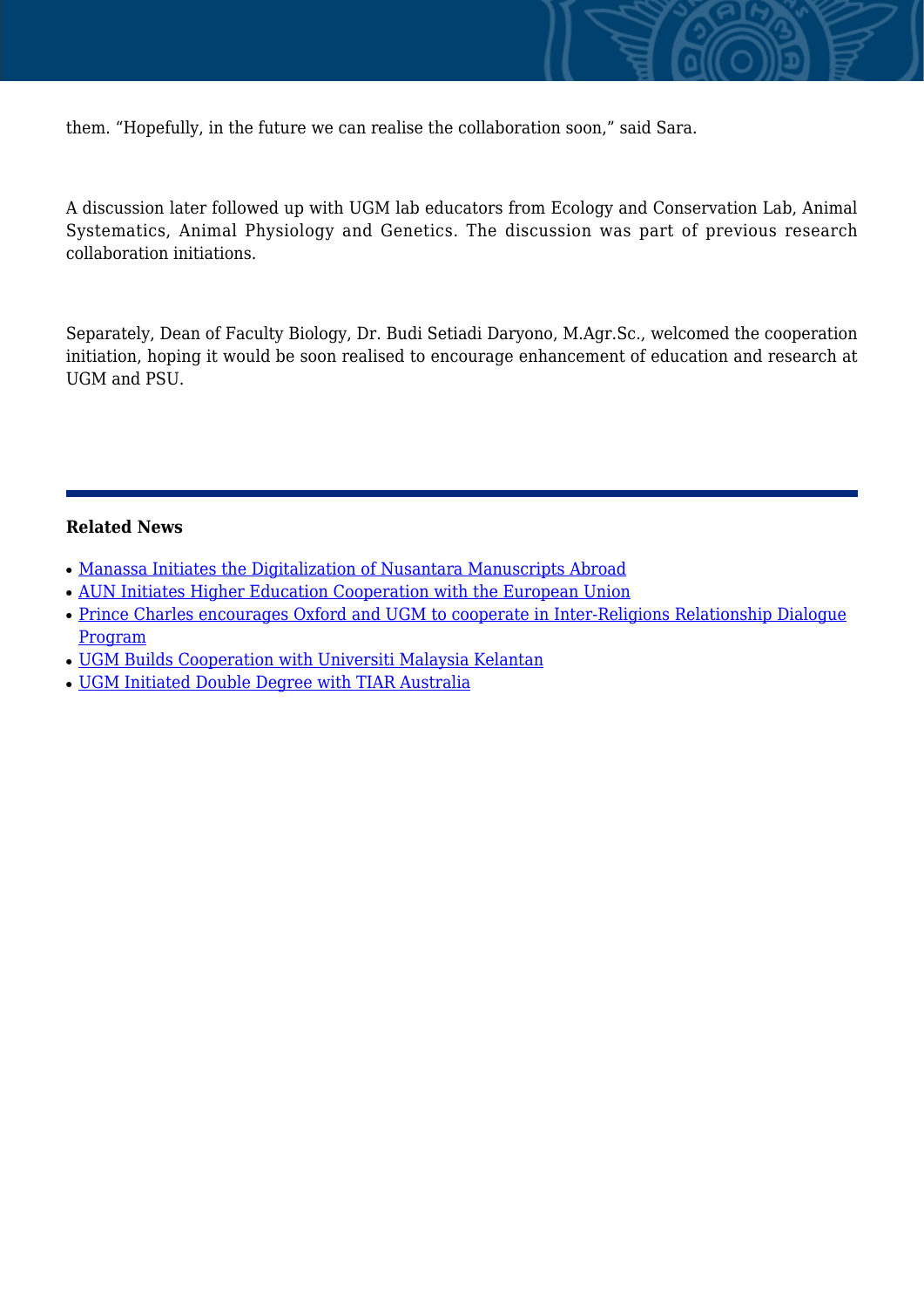them. “Hopefully, in the future we can realise the collaboration soon,” said Sara.

A discussion later followed up with UGM lab educators from Ecology and Conservation Lab, Animal Systematics, Animal Physiology and Genetics. The discussion was part of previous research collaboration initiations.

Separately, Dean of Faculty Biology, Dr. Budi Setiadi Daryono, M.Agr.Sc., welcomed the cooperation initiation, hoping it would be soon realised to encourage enhancement of education and research at UGM and PSU.

---

**Related News**

- Manassa Initiates the Digitalization of Nusantara Manuscripts Abroad
- AUN Initiates Higher Education Cooperation with the European Union
- Prince Charles encourages Oxford and UGM to cooperate in Inter-Religions Relationship Dialogue Program
- UGM Builds Cooperation with Universiti Malaysia Kelantan
- UGM Initiated Double Degree with TIAR Australia